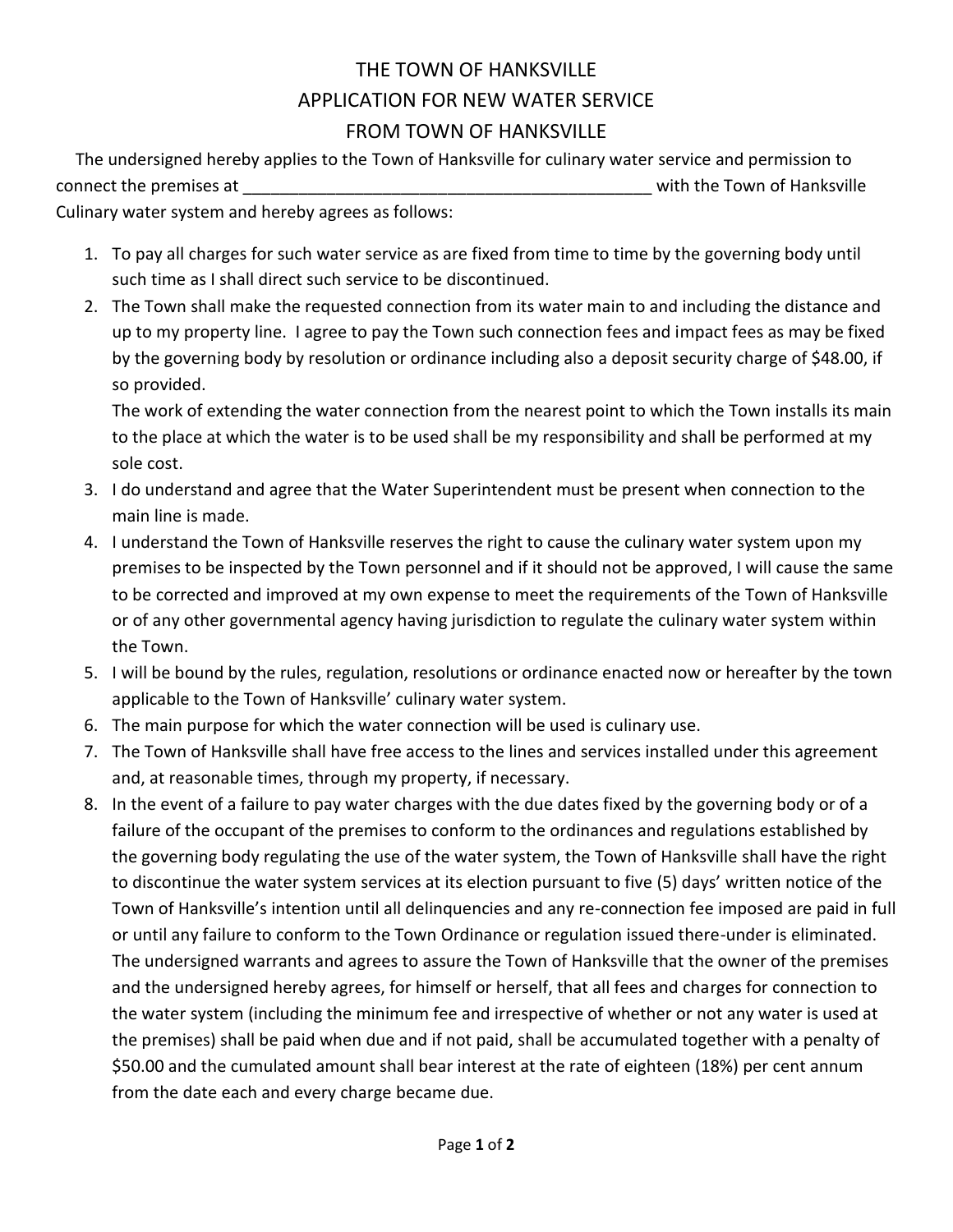# THE TOWN OF HANKSVILLE
# APPLICATION FOR NEW WATER SERVICE
# FROM TOWN OF HANKSVILLE

The undersigned hereby applies to the Town of Hanksville for culinary water service and permission to connect the premises at _____________________________________________ with the Town of Hanksville Culinary water system and hereby agrees as follows:

1. To pay all charges for such water service as are fixed from time to time by the governing body until such time as I shall direct such service to be discontinued.
2. The Town shall make the requested connection from its water main to and including the distance and up to my property line. I agree to pay the Town such connection fees and impact fees as may be fixed by the governing body by resolution or ordinance including also a deposit security charge of $48.00, if so provided.
   The work of extending the water connection from the nearest point to which the Town installs its main to the place at which the water is to be used shall be my responsibility and shall be performed at my sole cost.
3. I do understand and agree that the Water Superintendent must be present when connection to the main line is made.
4. I understand the Town of Hanksville reserves the right to cause the culinary water system upon my premises to be inspected by the Town personnel and if it should not be approved, I will cause the same to be corrected and improved at my own expense to meet the requirements of the Town of Hanksville or of any other governmental agency having jurisdiction to regulate the culinary water system within the Town.
5. I will be bound by the rules, regulation, resolutions or ordinance enacted now or hereafter by the town applicable to the Town of Hanksville' culinary water system.
6. The main purpose for which the water connection will be used is culinary use.
7. The Town of Hanksville shall have free access to the lines and services installed under this agreement and, at reasonable times, through my property, if necessary.
8. In the event of a failure to pay water charges with the due dates fixed by the governing body or of a failure of the occupant of the premises to conform to the ordinances and regulations established by the governing body regulating the use of the water system, the Town of Hanksville shall have the right to discontinue the water system services at its election pursuant to five (5) days' written notice of the Town of Hanksville's intention until all delinquencies and any re-connection fee imposed are paid in full or until any failure to conform to the Town Ordinance or regulation issued there-under is eliminated. The undersigned warrants and agrees to assure the Town of Hanksville that the owner of the premises and the undersigned hereby agrees, for himself or herself, that all fees and charges for connection to the water system (including the minimum fee and irrespective of whether or not any water is used at the premises) shall be paid when due and if not paid, shall be accumulated together with a penalty of $50.00 and the cumulated amount shall bear interest at the rate of eighteen (18%) per cent annum from the date each and every charge became due.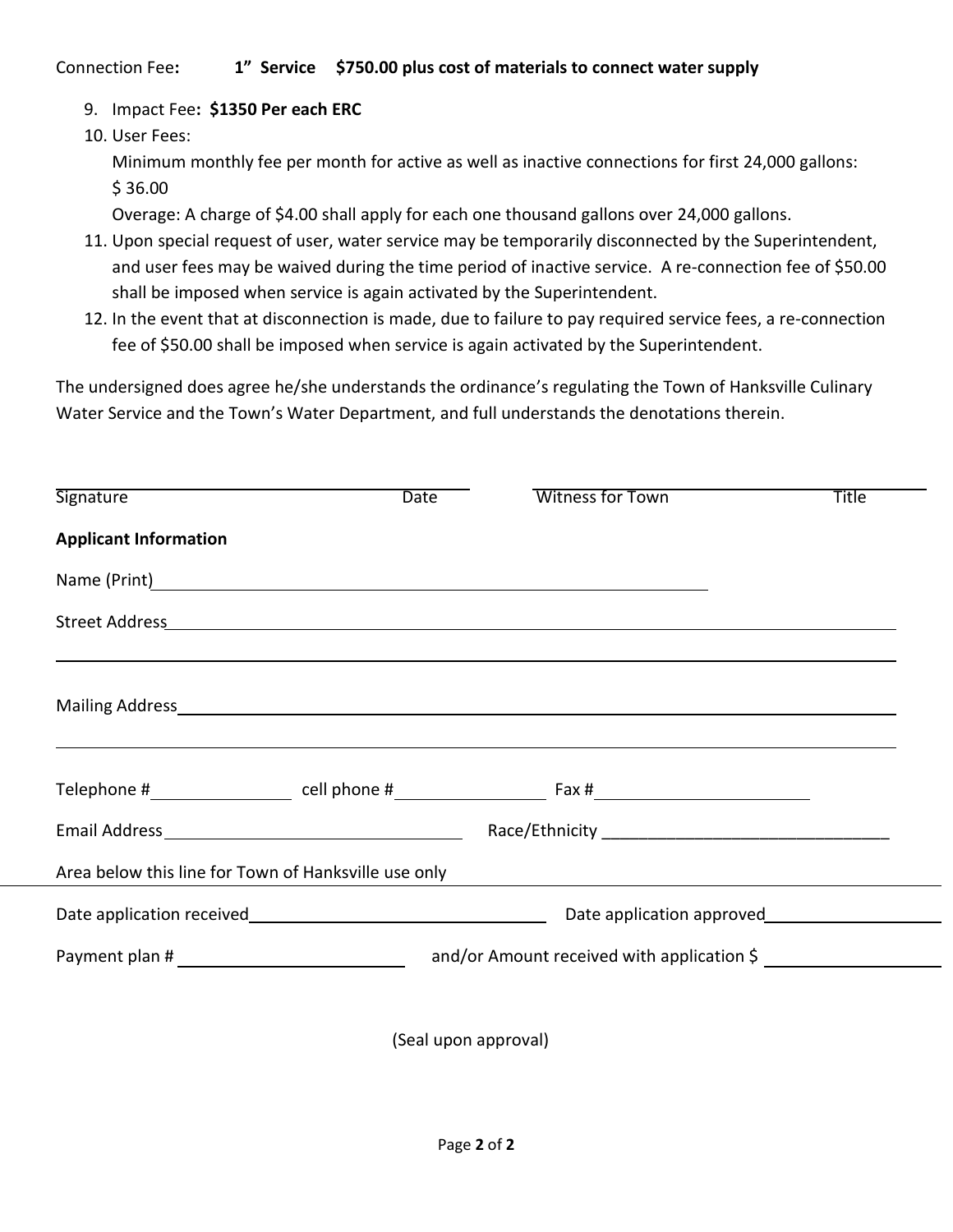Connection Fee**:** **1" Service $750.00 plus cost of materials to connect water supply**

9. Impact Fee**: $1350 Per each ERC**
10. User Fees:
    Minimum monthly fee per month for active as well as inactive connections for first 24,000 gallons: $ 36.00
    Overage: A charge of $4.00 shall apply for each one thousand gallons over 24,000 gallons.
11. Upon special request of user, water service may be temporarily disconnected by the Superintendent, and user fees may be waived during the time period of inactive service. A re-connection fee of $50.00 shall be imposed when service is again activated by the Superintendent.
12. In the event that at disconnection is made, due to failure to pay required service fees, a re-connection fee of $50.00 shall be imposed when service is again activated by the Superintendent.

The undersigned does agree he/she understands the ordinance's regulating the Town of Hanksville Culinary Water Service and the Town's Water Department, and full understands the denotations therein.

______________________________ ____________ ______________________________ ____________
Signature Date Witness for Town Title

**Applicant Information**

Name (Print)______________________________________________

Street Address______________________________________________

______________________________________________

Mailing Address______________________________________________

______________________________________________

Telephone #______________ cell phone #______________ Fax #______________

Email Address______________________ Race/Ethnicity ______________________

Area below this line for Town of Hanksville use only

---

Date application received______________________ Date application approved______________

Payment plan # ______________ and/or Amount received with application $ ______________

(Seal upon approval)